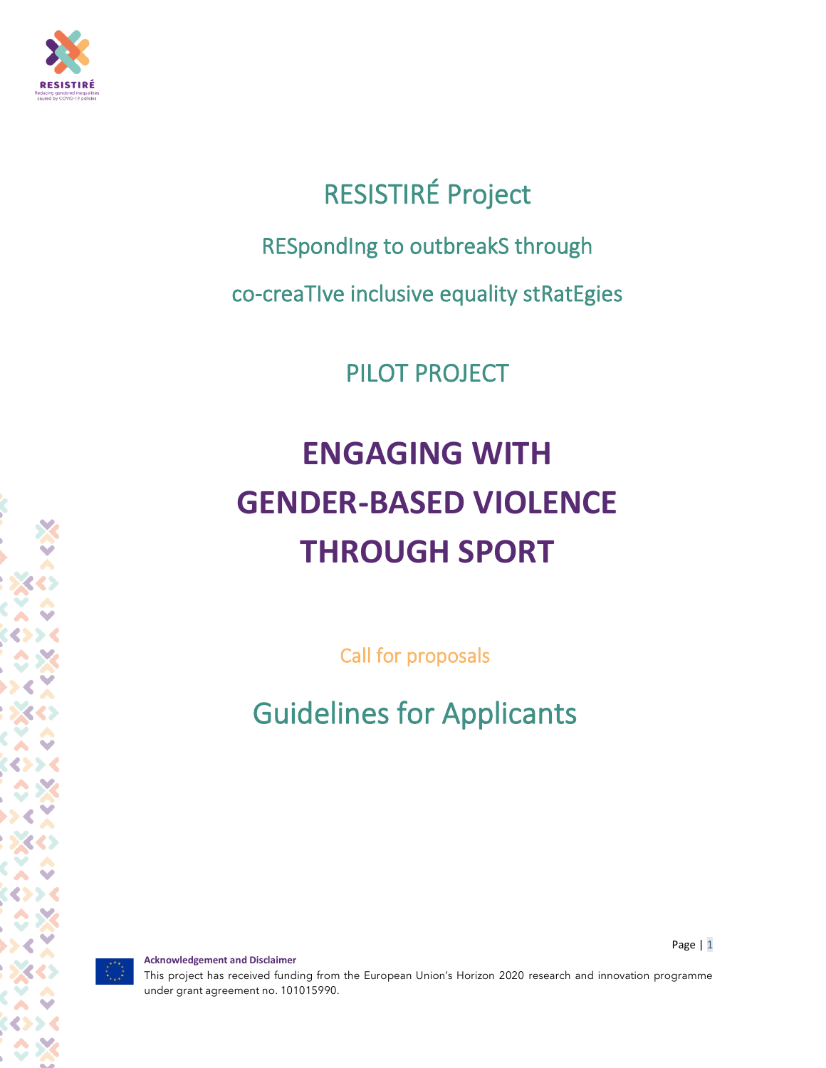RESISTIRÉ

Reducing gendered inequalities caused by COVID-19 policies

# RESISTIRÉ Project

## RESpondIng to outbreakS through co-creaTIve inclusive equality stRatEgies

## PILOT PROJECT

# ENGAGING WITH GENDER-BASED VIOLENCE THROUGH SPORT

Call for proposals

## Guidelines for Applicants

**Acknowledgement and Disclaimer**

This project has received funding from the European Union's Horizon 2020 research and innovation programme under grant agreement no. 101015990.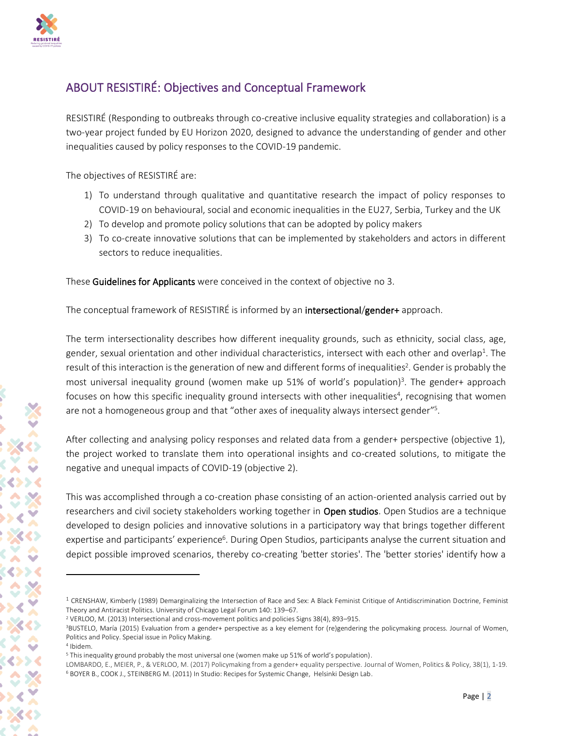## ABOUT RESISTIRÉ: Objectives and Conceptual Framework

RESISTIRÉ (Responding to outbreaks through co-creative inclusive equality strategies and collaboration) is a two-year project funded by EU Horizon 2020, designed to advance the understanding of gender and other inequalities caused by policy responses to the COVID-19 pandemic.

The objectives of RESISTIRÉ are:

1) To understand through qualitative and quantitative research the impact of policy responses to COVID-19 on behavioural, social and economic inequalities in the EU27, Serbia, Turkey and the UK
2) To develop and promote policy solutions that can be adopted by policy makers
3) To co-create innovative solutions that can be implemented by stakeholders and actors in different sectors to reduce inequalities.

These **Guidelines for Applicants** were conceived in the context of objective no 3.

The conceptual framework of RESISTIRÉ is informed by an **intersectional**/**gender+** approach.

The term intersectionality describes how different inequality grounds, such as ethnicity, social class, age, gender, sexual orientation and other individual characteristics, intersect with each other and overlap[1]. The result of this interaction is the generation of new and different forms of inequalities[2]. Gender is probably the most universal inequality ground (women make up 51% of world's population)[3]. The gender+ approach focuses on how this specific inequality ground intersects with other inequalities[4], recognising that women are not a homogeneous group and that "other axes of inequality always intersect gender"[5].

After collecting and analysing policy responses and related data from a gender+ perspective (objective 1), the project worked to translate them into operational insights and co-created solutions, to mitigate the negative and unequal impacts of COVID-19 (objective 2).

This was accomplished through a co-creation phase consisting of an action-oriented analysis carried out by researchers and civil society stakeholders working together in **Open studios**. Open Studios are a technique developed to design policies and innovative solutions in a participatory way that brings together different expertise and participants' experience[6]. During Open Studios, participants analyse the current situation and depict possible improved scenarios, thereby co-creating 'better stories'. The 'better stories' identify how a

---

[1] CRENSHAW, Kimberly (1989) Demarginalizing the Intersection of Race and Sex: A Black Feminist Critique of Antidiscrimination Doctrine, Feminist Theory and Antiracist Politics. University of Chicago Legal Forum 140: 139–67.

[2] VERLOO, M. (2013) Intersectional and cross-movement politics and policies Signs 38(4), 893–915.

[3] BUSTELO, María (2015) Evaluation from a gender+ perspective as a key element for (re)gendering the policymaking process. Journal of Women, Politics and Policy. Special issue in Policy Making.

[4] Ibidem.

[5] This inequality ground probably the most universal one (women make up 51% of world's population).
LOMBARDO, E., MEIER, P., & VERLOO, M. (2017) Policymaking from a gender+ equality perspective. Journal of Women, Politics & Policy, 38(1), 1-19.

[6] BOYER B., COOK J., STEINBERG M. (2011) In Studio: Recipes for Systemic Change, Helsinki Design Lab.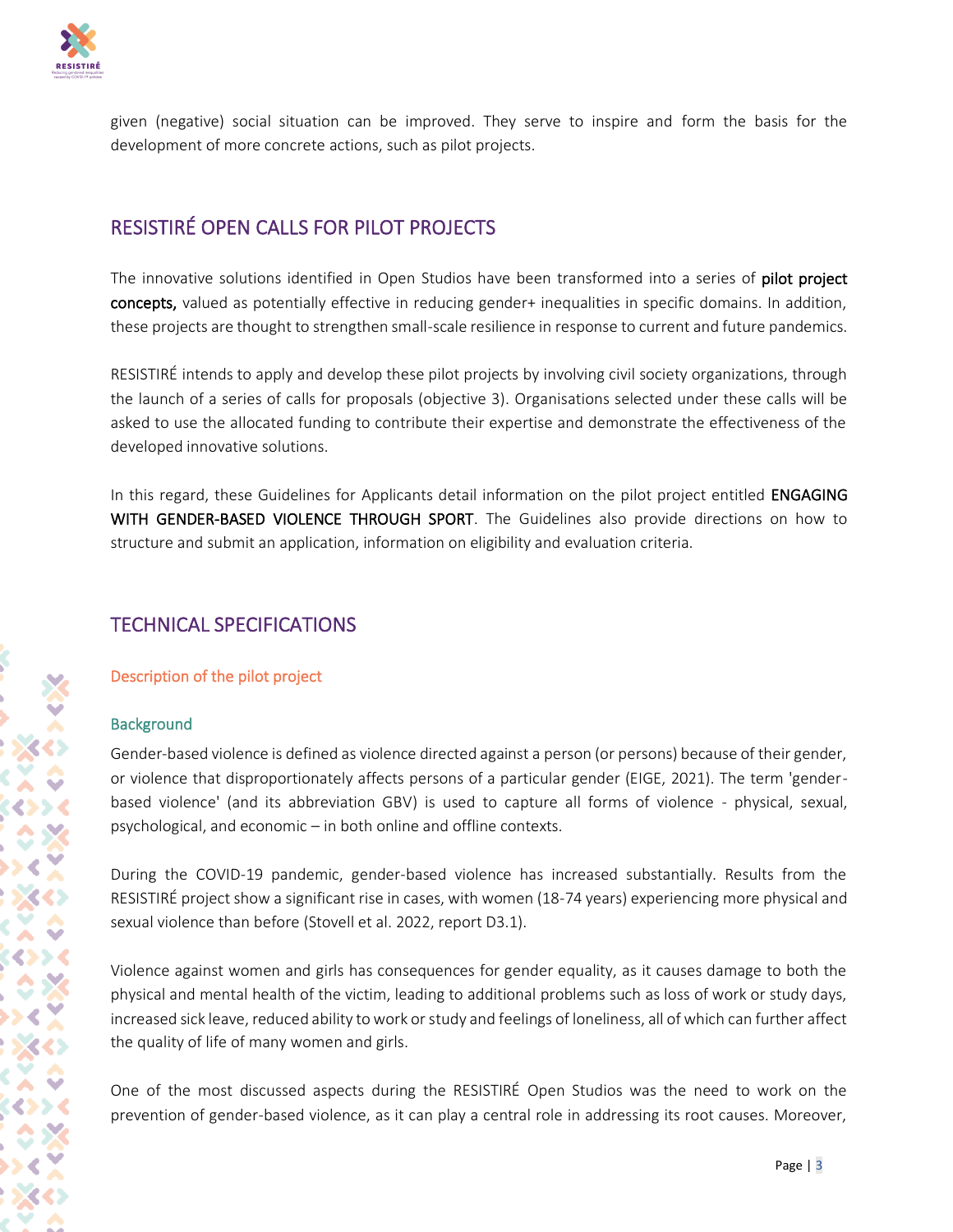given (negative) social situation can be improved. They serve to inspire and form the basis for the development of more concrete actions, such as pilot projects.

## RESISTIRÉ OPEN CALLS FOR PILOT PROJECTS

The innovative solutions identified in Open Studios have been transformed into a series of **pilot project concepts,** valued as potentially effective in reducing gender+ inequalities in specific domains. In addition, these projects are thought to strengthen small-scale resilience in response to current and future pandemics.

RESISTIRÉ intends to apply and develop these pilot projects by involving civil society organizations, through the launch of a series of calls for proposals (objective 3). Organisations selected under these calls will be asked to use the allocated funding to contribute their expertise and demonstrate the effectiveness of the developed innovative solutions.

In this regard, these Guidelines for Applicants detail information on the pilot project entitled **ENGAGING WITH GENDER-BASED VIOLENCE THROUGH SPORT**. The Guidelines also provide directions on how to structure and submit an application, information on eligibility and evaluation criteria.

## TECHNICAL SPECIFICATIONS

### Description of the pilot project

#### Background

Gender-based violence is defined as violence directed against a person (or persons) because of their gender, or violence that disproportionately affects persons of a particular gender (EIGE, 2021). The term 'gender-based violence' (and its abbreviation GBV) is used to capture all forms of violence - physical, sexual, psychological, and economic – in both online and offline contexts.

During the COVID-19 pandemic, gender-based violence has increased substantially. Results from the RESISTIRÉ project show a significant rise in cases, with women (18-74 years) experiencing more physical and sexual violence than before (Stovell et al. 2022, report D3.1).

Violence against women and girls has consequences for gender equality, as it causes damage to both the physical and mental health of the victim, leading to additional problems such as loss of work or study days, increased sick leave, reduced ability to work or study and feelings of loneliness, all of which can further affect the quality of life of many women and girls.

One of the most discussed aspects during the RESISTIRÉ Open Studios was the need to work on the prevention of gender-based violence, as it can play a central role in addressing its root causes. Moreover,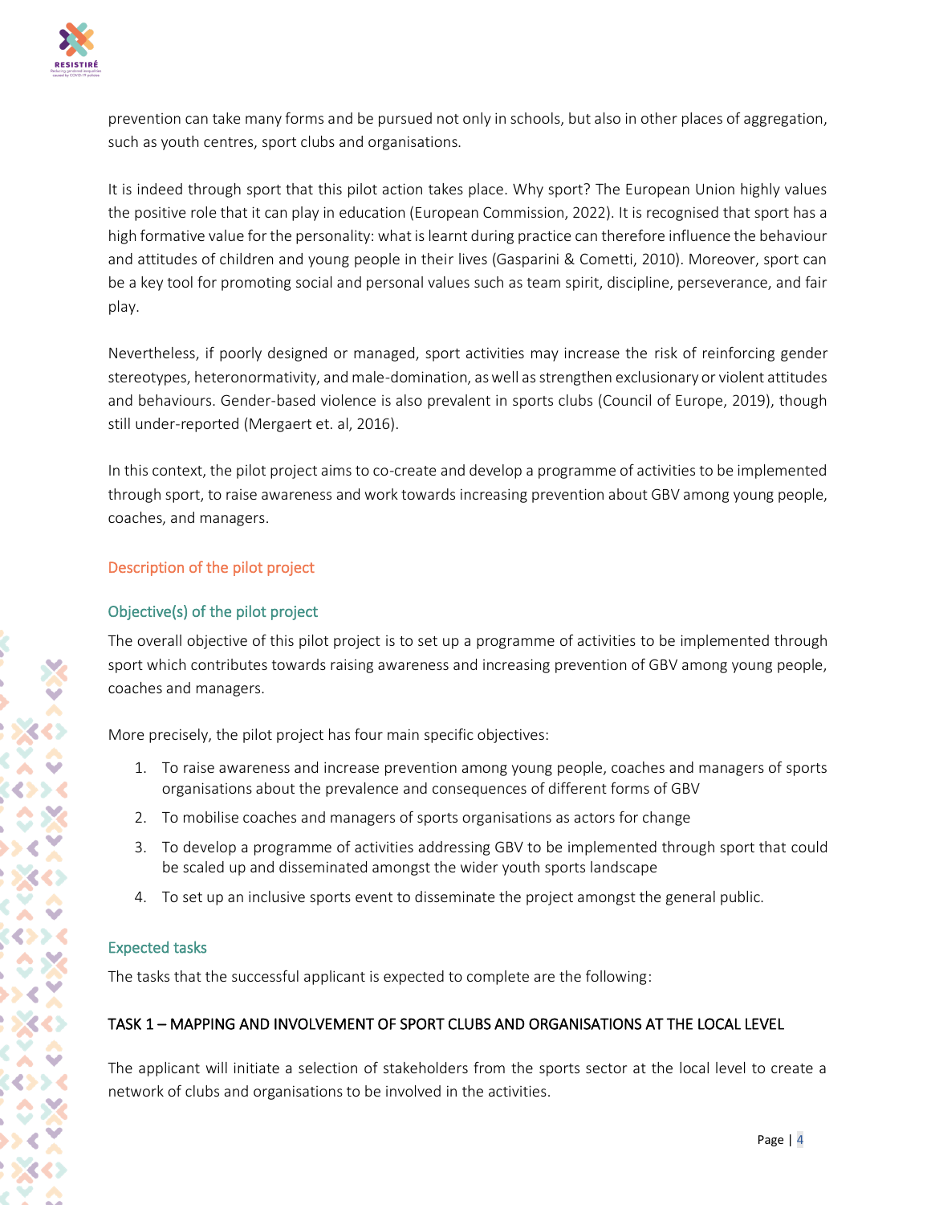prevention can take many forms and be pursued not only in schools, but also in other places of aggregation, such as youth centres, sport clubs and organisations.

It is indeed through sport that this pilot action takes place. Why sport? The European Union highly values the positive role that it can play in education (European Commission, 2022). It is recognised that sport has a high formative value for the personality: what is learnt during practice can therefore influence the behaviour and attitudes of children and young people in their lives (Gasparini & Cometti, 2010). Moreover, sport can be a key tool for promoting social and personal values such as team spirit, discipline, perseverance, and fair play.

Nevertheless, if poorly designed or managed, sport activities may increase the risk of reinforcing gender stereotypes, heteronormativity, and male-domination, as well as strengthen exclusionary or violent attitudes and behaviours. Gender-based violence is also prevalent in sports clubs (Council of Europe, 2019), though still under-reported (Mergaert et. al, 2016).

In this context, the pilot project aims to co-create and develop a programme of activities to be implemented through sport, to raise awareness and work towards increasing prevention about GBV among young people, coaches, and managers.

## Description of the pilot project

### Objective(s) of the pilot project

The overall objective of this pilot project is to set up a programme of activities to be implemented through sport which contributes towards raising awareness and increasing prevention of GBV among young people, coaches and managers.

More precisely, the pilot project has four main specific objectives:

1. To raise awareness and increase prevention among young people, coaches and managers of sports organisations about the prevalence and consequences of different forms of GBV
2. To mobilise coaches and managers of sports organisations as actors for change
3. To develop a programme of activities addressing GBV to be implemented through sport that could be scaled up and disseminated amongst the wider youth sports landscape
4. To set up an inclusive sports event to disseminate the project amongst the general public.

### Expected tasks

The tasks that the successful applicant is expected to complete are the following:

#### TASK 1 – MAPPING AND INVOLVEMENT OF SPORT CLUBS AND ORGANISATIONS AT THE LOCAL LEVEL

The applicant will initiate a selection of stakeholders from the sports sector at the local level to create a network of clubs and organisations to be involved in the activities.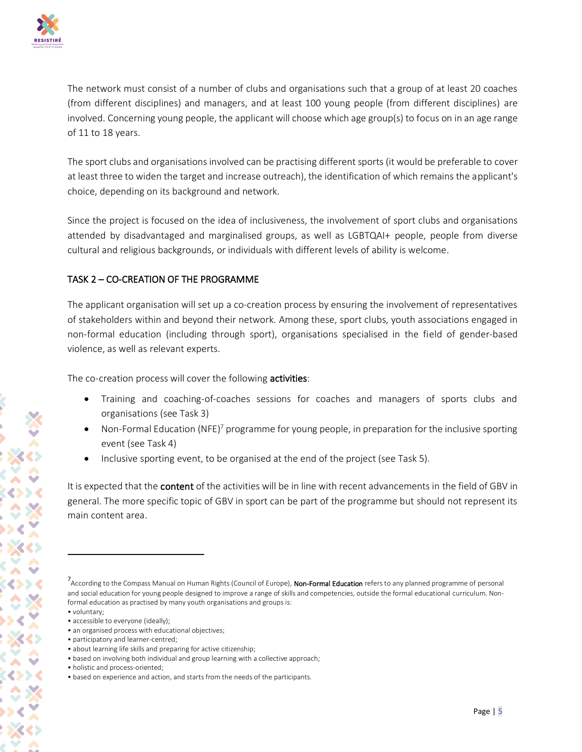The network must consist of a number of clubs and organisations such that a group of at least 20 coaches (from different disciplines) and managers, and at least 100 young people (from different disciplines) are involved. Concerning young people, the applicant will choose which age group(s) to focus on in an age range of 11 to 18 years.

The sport clubs and organisations involved can be practising different sports (it would be preferable to cover at least three to widen the target and increase outreach), the identification of which remains the applicant's choice, depending on its background and network.

Since the project is focused on the idea of inclusiveness, the involvement of sport clubs and organisations attended by disadvantaged and marginalised groups, as well as LGBTQAI+ people, people from diverse cultural and religious backgrounds, or individuals with different levels of ability is welcome.

## TASK 2 – CO-CREATION OF THE PROGRAMME

The applicant organisation will set up a co-creation process by ensuring the involvement of representatives of stakeholders within and beyond their network. Among these, sport clubs, youth associations engaged in non-formal education (including through sport), organisations specialised in the field of gender-based violence, as well as relevant experts.

The co-creation process will cover the following **activities**:

- Training and coaching-of-coaches sessions for coaches and managers of sports clubs and organisations (see Task 3)
- Non-Formal Education (NFE)[7] programme for young people, in preparation for the inclusive sporting event (see Task 4)
- Inclusive sporting event, to be organised at the end of the project (see Task 5).

It is expected that the **content** of the activities will be in line with recent advancements in the field of GBV in general. The more specific topic of GBV in sport can be part of the programme but should not represent its main content area.

---

[7] According to the Compass Manual on Human Rights (Council of Europe), **Non-Formal Education** refers to any planned programme of personal and social education for young people designed to improve a range of skills and competencies, outside the formal educational curriculum. Non-formal education as practised by many youth organisations and groups is:

- voluntary;
- accessible to everyone (ideally);
- an organised process with educational objectives;
- participatory and learner-centred;
- about learning life skills and preparing for active citizenship;
- based on involving both individual and group learning with a collective approach;
- holistic and process-oriented;
- based on experience and action, and starts from the needs of the participants.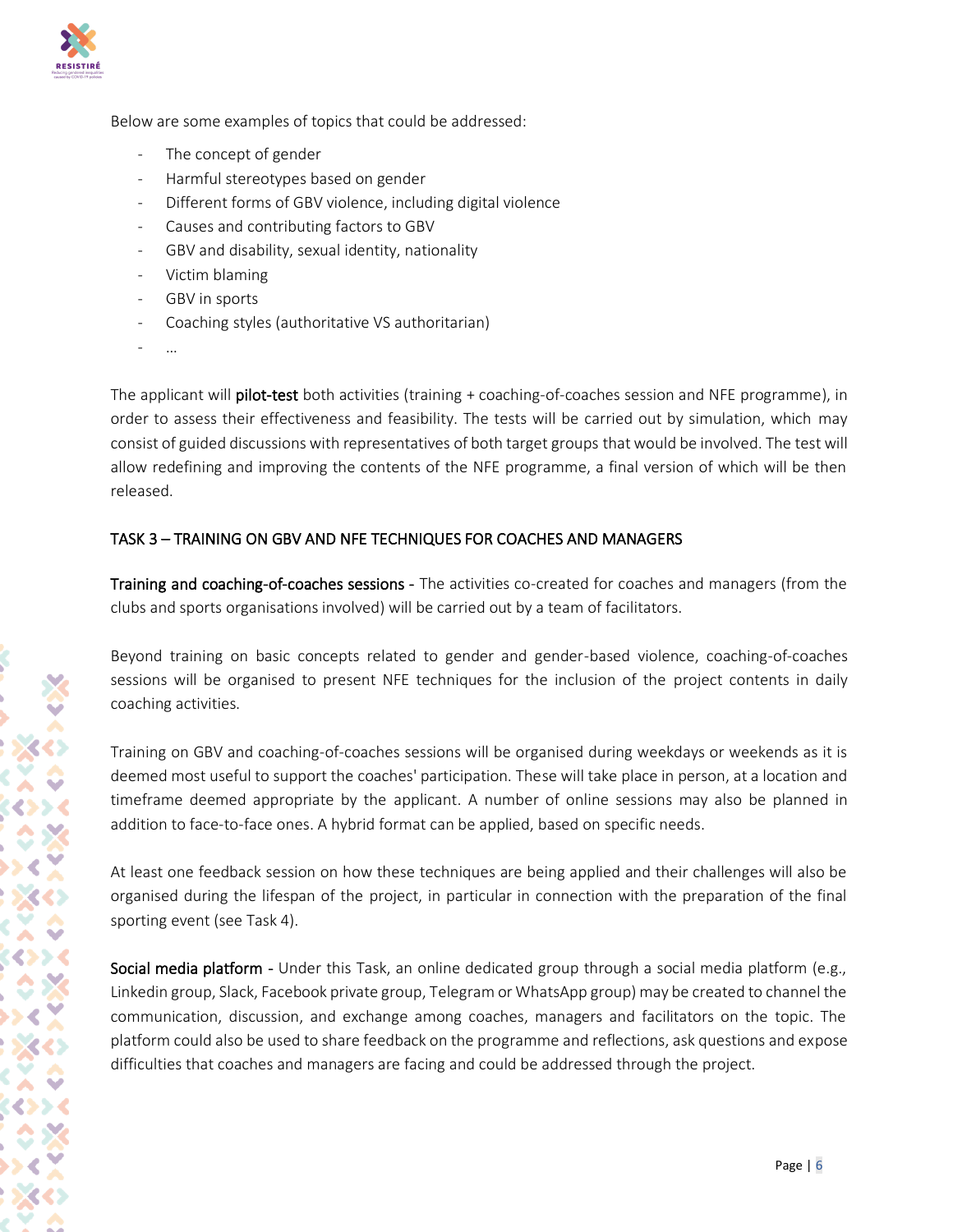Below are some examples of topics that could be addressed:

- The concept of gender
- Harmful stereotypes based on gender
- Different forms of GBV violence, including digital violence
- Causes and contributing factors to GBV
- GBV and disability, sexual identity, nationality
- Victim blaming
- GBV in sports
- Coaching styles (authoritative VS authoritarian)
- …

The applicant will **pilot-test** both activities (training + coaching-of-coaches session and NFE programme), in order to assess their effectiveness and feasibility. The tests will be carried out by simulation, which may consist of guided discussions with representatives of both target groups that would be involved. The test will allow redefining and improving the contents of the NFE programme, a final version of which will be then released.

## TASK 3 – TRAINING ON GBV AND NFE TECHNIQUES FOR COACHES AND MANAGERS

**Training and coaching-of-coaches sessions** - The activities co-created for coaches and managers (from the clubs and sports organisations involved) will be carried out by a team of facilitators.

Beyond training on basic concepts related to gender and gender-based violence, coaching-of-coaches sessions will be organised to present NFE techniques for the inclusion of the project contents in daily coaching activities.

Training on GBV and coaching-of-coaches sessions will be organised during weekdays or weekends as it is deemed most useful to support the coaches' participation. These will take place in person, at a location and timeframe deemed appropriate by the applicant. A number of online sessions may also be planned in addition to face-to-face ones. A hybrid format can be applied, based on specific needs.

At least one feedback session on how these techniques are being applied and their challenges will also be organised during the lifespan of the project, in particular in connection with the preparation of the final sporting event (see Task 4).

**Social media platform** - Under this Task, an online dedicated group through a social media platform (e.g., Linkedin group, Slack, Facebook private group, Telegram or WhatsApp group) may be created to channel the communication, discussion, and exchange among coaches, managers and facilitators on the topic. The platform could also be used to share feedback on the programme and reflections, ask questions and expose difficulties that coaches and managers are facing and could be addressed through the project.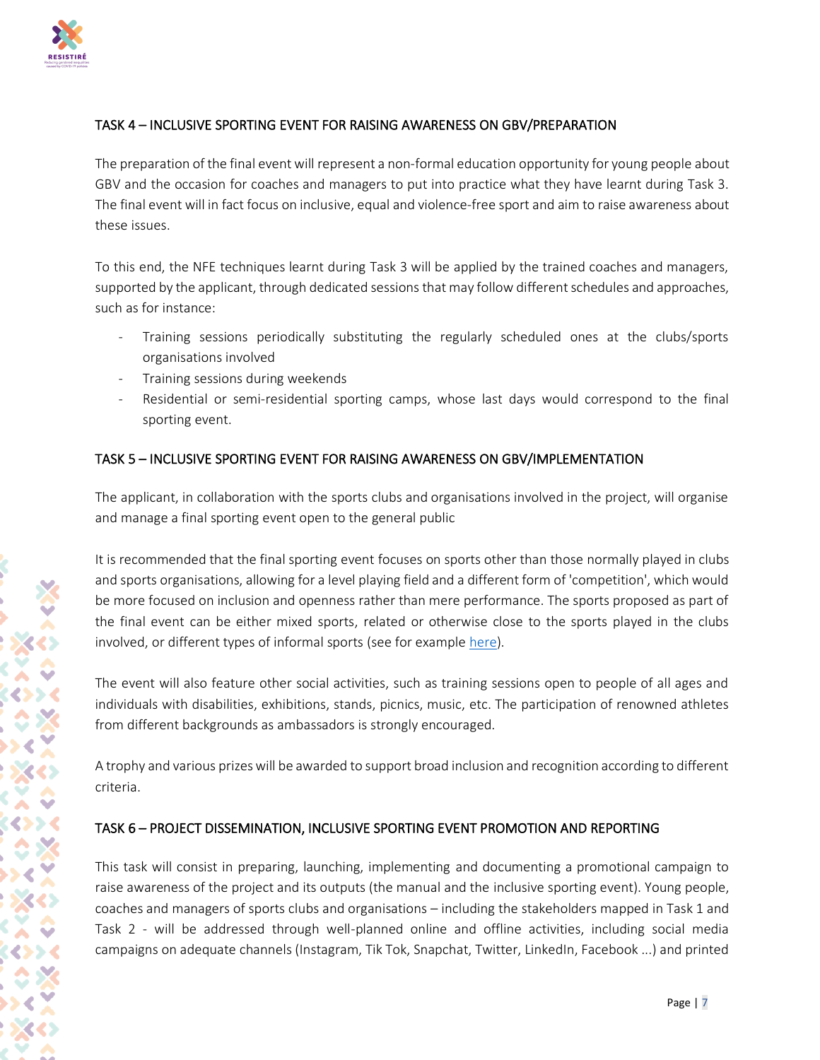### TASK 4 – INCLUSIVE SPORTING EVENT FOR RAISING AWARENESS ON GBV/PREPARATION

The preparation of the final event will represent a non-formal education opportunity for young people about GBV and the occasion for coaches and managers to put into practice what they have learnt during Task 3. The final event will in fact focus on inclusive, equal and violence-free sport and aim to raise awareness about these issues.

To this end, the NFE techniques learnt during Task 3 will be applied by the trained coaches and managers, supported by the applicant, through dedicated sessions that may follow different schedules and approaches, such as for instance:

- Training sessions periodically substituting the regularly scheduled ones at the clubs/sports organisations involved
- Training sessions during weekends
- Residential or semi-residential sporting camps, whose last days would correspond to the final sporting event.

### TASK 5 – INCLUSIVE SPORTING EVENT FOR RAISING AWARENESS ON GBV/IMPLEMENTATION

The applicant, in collaboration with the sports clubs and organisations involved in the project, will organise and manage a final sporting event open to the general public

It is recommended that the final sporting event focuses on sports other than those normally played in clubs and sports organisations, allowing for a level playing field and a different form of 'competition', which would be more focused on inclusion and openness rather than mere performance. The sports proposed as part of the final event can be either mixed sports, related or otherwise close to the sports played in the clubs involved, or different types of informal sports (see for example here).

The event will also feature other social activities, such as training sessions open to people of all ages and individuals with disabilities, exhibitions, stands, picnics, music, etc. The participation of renowned athletes from different backgrounds as ambassadors is strongly encouraged.

A trophy and various prizes will be awarded to support broad inclusion and recognition according to different criteria.

### TASK 6 – PROJECT DISSEMINATION, INCLUSIVE SPORTING EVENT PROMOTION AND REPORTING

This task will consist in preparing, launching, implementing and documenting a promotional campaign to raise awareness of the project and its outputs (the manual and the inclusive sporting event). Young people, coaches and managers of sports clubs and organisations – including the stakeholders mapped in Task 1 and Task 2 - will be addressed through well-planned online and offline activities, including social media campaigns on adequate channels (Instagram, Tik Tok, Snapchat, Twitter, LinkedIn, Facebook ...) and printed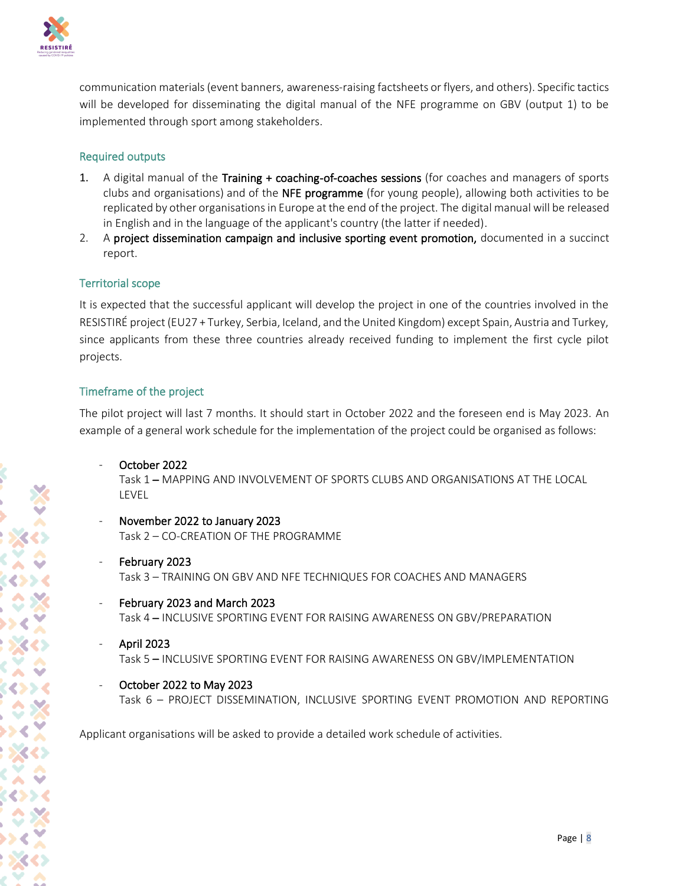communication materials (event banners, awareness-raising factsheets or flyers, and others). Specific tactics will be developed for disseminating the digital manual of the NFE programme on GBV (output 1) to be implemented through sport among stakeholders.

### Required outputs

1. A digital manual of the **Training + coaching-of-coaches sessions** (for coaches and managers of sports clubs and organisations) and of the **NFE programme** (for young people), allowing both activities to be replicated by other organisations in Europe at the end of the project. The digital manual will be released in English and in the language of the applicant's country (the latter if needed).
2. A **project dissemination campaign and inclusive sporting event promotion,** documented in a succinct report.

### Territorial scope

It is expected that the successful applicant will develop the project in one of the countries involved in the RESISTIRÉ project (EU27 + Turkey, Serbia, Iceland, and the United Kingdom) except Spain, Austria and Turkey, since applicants from these three countries already received funding to implement the first cycle pilot projects.

### Timeframe of the project

The pilot project will last 7 months. It should start in October 2022 and the foreseen end is May 2023. An example of a general work schedule for the implementation of the project could be organised as follows:

- **October 2022**
  Task 1 – MAPPING AND INVOLVEMENT OF SPORTS CLUBS AND ORGANISATIONS AT THE LOCAL LEVEL

- **November 2022 to January 2023**
  Task 2 – CO-CREATION OF THE PROGRAMME

- **February 2023**
  Task 3 – TRAINING ON GBV AND NFE TECHNIQUES FOR COACHES AND MANAGERS

- **February 2023 and March 2023**
  Task 4 – INCLUSIVE SPORTING EVENT FOR RAISING AWARENESS ON GBV/PREPARATION

- **April 2023**
  Task 5 – INCLUSIVE SPORTING EVENT FOR RAISING AWARENESS ON GBV/IMPLEMENTATION

- **October 2022 to May 2023**
  Task 6 – PROJECT DISSEMINATION, INCLUSIVE SPORTING EVENT PROMOTION AND REPORTING

Applicant organisations will be asked to provide a detailed work schedule of activities.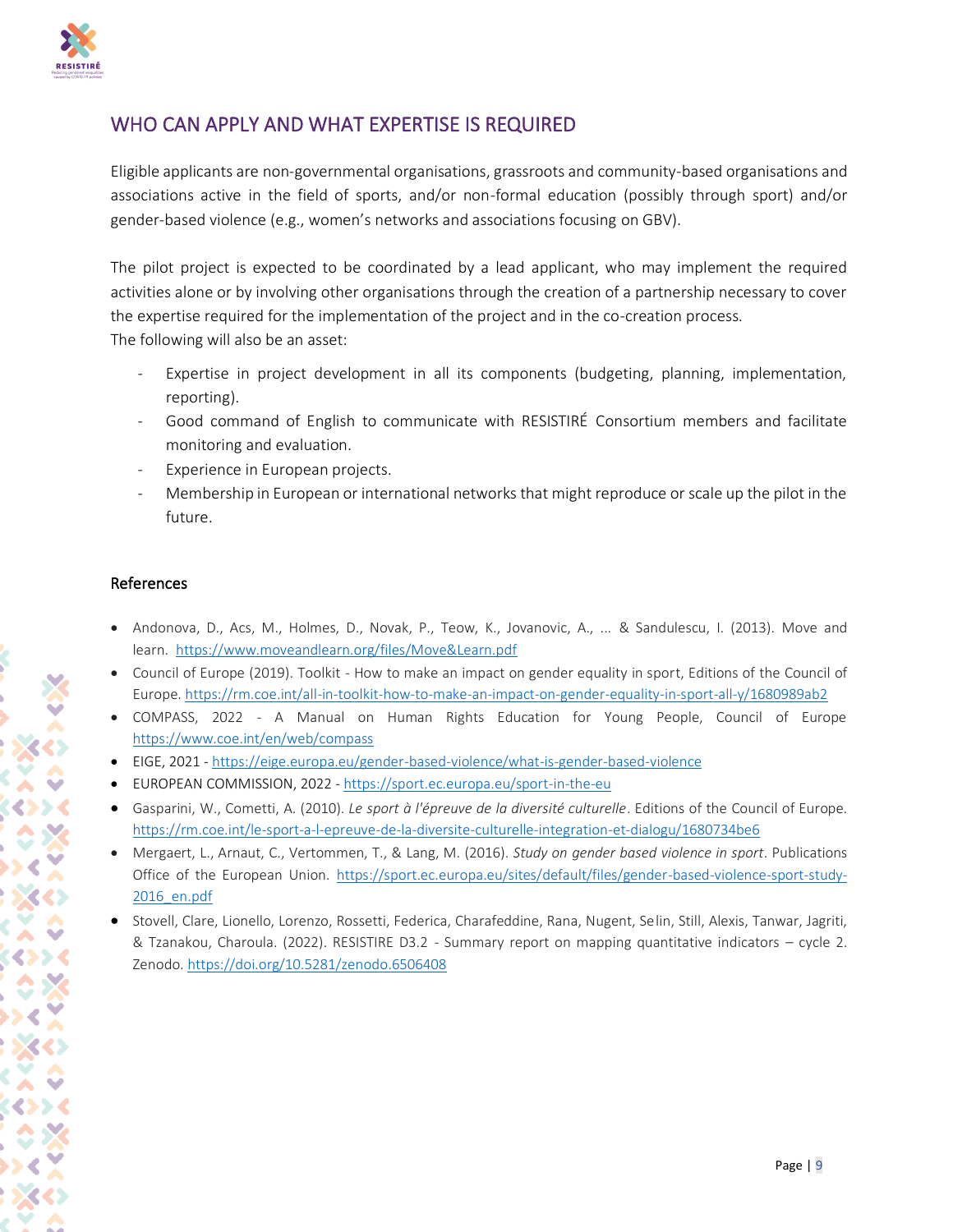## WHO CAN APPLY AND WHAT EXPERTISE IS REQUIRED

Eligible applicants are non-governmental organisations, grassroots and community-based organisations and associations active in the field of sports, and/or non-formal education (possibly through sport) and/or gender-based violence (e.g., women's networks and associations focusing on GBV).

The pilot project is expected to be coordinated by a lead applicant, who may implement the required activities alone or by involving other organisations through the creation of a partnership necessary to cover the expertise required for the implementation of the project and in the co-creation process.
The following will also be an asset:

- Expertise in project development in all its components (budgeting, planning, implementation, reporting).
- Good command of English to communicate with RESISTIRÉ Consortium members and facilitate monitoring and evaluation.
- Experience in European projects.
- Membership in European or international networks that might reproduce or scale up the pilot in the future.

### References

- Andonova, D., Acs, M., Holmes, D., Novak, P., Teow, K., Jovanovic, A., ... & Sandulescu, I. (2013). Move and learn. https://www.moveandlearn.org/files/Move&Learn.pdf
- Council of Europe (2019). Toolkit - How to make an impact on gender equality in sport, Editions of the Council of Europe. https://rm.coe.int/all-in-toolkit-how-to-make-an-impact-on-gender-equality-in-sport-all-y/1680989ab2
- COMPASS, 2022 - A Manual on Human Rights Education for Young People, Council of Europe https://www.coe.int/en/web/compass
- EIGE, 2021 - https://eige.europa.eu/gender-based-violence/what-is-gender-based-violence
- EUROPEAN COMMISSION, 2022 - https://sport.ec.europa.eu/sport-in-the-eu
- Gasparini, W., Cometti, A. (2010). *Le sport à l'épreuve de la diversité culturelle*. Editions of the Council of Europe. https://rm.coe.int/le-sport-a-l-epreuve-de-la-diversite-culturelle-integration-et-dialogu/1680734be6
- Mergaert, L., Arnaut, C., Vertommen, T., & Lang, M. (2016). *Study on gender based violence in sport*. Publications Office of the European Union. https://sport.ec.europa.eu/sites/default/files/gender-based-violence-sport-study-2016_en.pdf
- Stovell, Clare, Lionello, Lorenzo, Rossetti, Federica, Charafeddine, Rana, Nugent, Selin, Still, Alexis, Tanwar, Jagriti, & Tzanakou, Charoula. (2022). RESISTIRE D3.2 - Summary report on mapping quantitative indicators – cycle 2. Zenodo. https://doi.org/10.5281/zenodo.6506408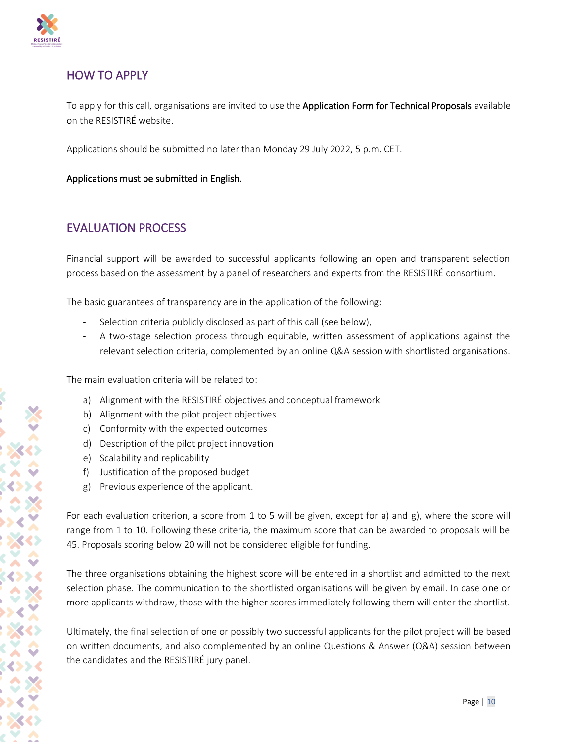## HOW TO APPLY

To apply for this call, organisations are invited to use the **Application Form for Technical Proposals** available on the RESISTIRÉ website.

Applications should be submitted no later than Monday 29 July 2022, 5 p.m. CET.

**Applications must be submitted in English.**

## EVALUATION PROCESS

Financial support will be awarded to successful applicants following an open and transparent selection process based on the assessment by a panel of researchers and experts from the RESISTIRÉ consortium.

The basic guarantees of transparency are in the application of the following:

- Selection criteria publicly disclosed as part of this call (see below),
- A two-stage selection process through equitable, written assessment of applications against the relevant selection criteria, complemented by an online Q&A session with shortlisted organisations.

The main evaluation criteria will be related to:

a) Alignment with the RESISTIRÉ objectives and conceptual framework
b) Alignment with the pilot project objectives
c) Conformity with the expected outcomes
d) Description of the pilot project innovation
e) Scalability and replicability
f) Justification of the proposed budget
g) Previous experience of the applicant.

For each evaluation criterion, a score from 1 to 5 will be given, except for a) and g), where the score will range from 1 to 10. Following these criteria, the maximum score that can be awarded to proposals will be 45. Proposals scoring below 20 will not be considered eligible for funding.

The three organisations obtaining the highest score will be entered in a shortlist and admitted to the next selection phase. The communication to the shortlisted organisations will be given by email. In case one or more applicants withdraw, those with the higher scores immediately following them will enter the shortlist.

Ultimately, the final selection of one or possibly two successful applicants for the pilot project will be based on written documents, and also complemented by an online Questions & Answer (Q&A) session between the candidates and the RESISTIRÉ jury panel.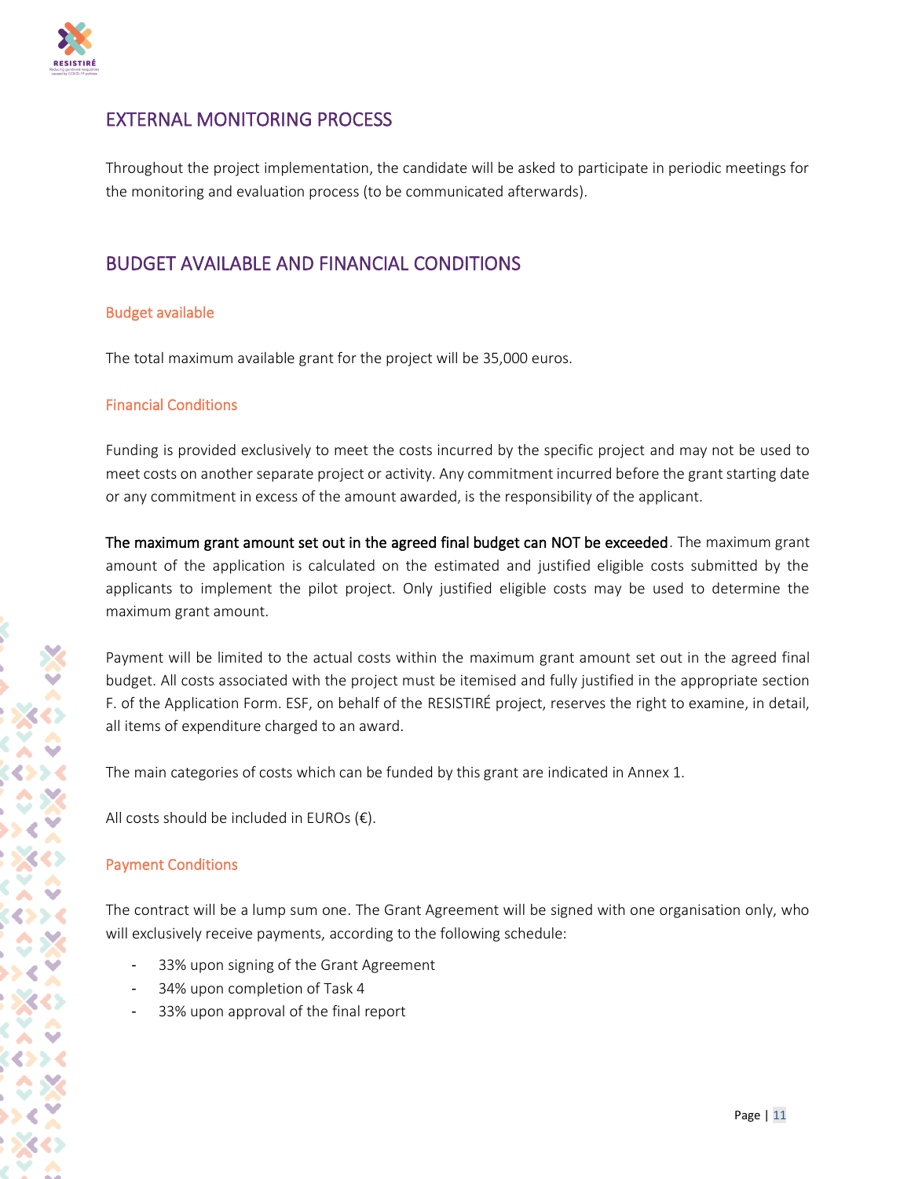## EXTERNAL MONITORING PROCESS

Throughout the project implementation, the candidate will be asked to participate in periodic meetings for the monitoring and evaluation process (to be communicated afterwards).

## BUDGET AVAILABLE AND FINANCIAL CONDITIONS

### Budget available

The total maximum available grant for the project will be 35,000 euros.

### Financial Conditions

Funding is provided exclusively to meet the costs incurred by the specific project and may not be used to meet costs on another separate project or activity. Any commitment incurred before the grant starting date or any commitment in excess of the amount awarded, is the responsibility of the applicant.

**The maximum grant amount set out in the agreed final budget can NOT be exceeded**. The maximum grant amount of the application is calculated on the estimated and justified eligible costs submitted by the applicants to implement the pilot project. Only justified eligible costs may be used to determine the maximum grant amount.

Payment will be limited to the actual costs within the maximum grant amount set out in the agreed final budget. All costs associated with the project must be itemised and fully justified in the appropriate section F. of the Application Form. ESF, on behalf of the RESISTIRÉ project, reserves the right to examine, in detail, all items of expenditure charged to an award.

The main categories of costs which can be funded by this grant are indicated in Annex 1.

All costs should be included in EUROs (€).

### Payment Conditions

The contract will be a lump sum one. The Grant Agreement will be signed with one organisation only, who will exclusively receive payments, according to the following schedule:

- 33% upon signing of the Grant Agreement
- 34% upon completion of Task 4
- 33% upon approval of the final report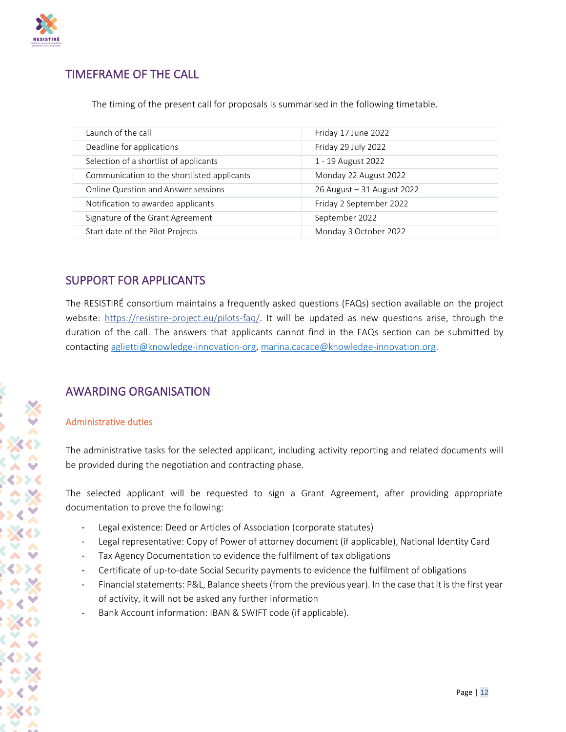## TIMEFRAME OF THE CALL

The timing of the present call for proposals is summarised in the following timetable.

| | |
|---|---|
| Launch of the call | Friday 17 June 2022 |
| Deadline for applications | Friday 29 July 2022 |
| Selection of a shortlist of applicants | 1 - 19 August 2022 |
| Communication to the shortlisted applicants | Monday 22 August 2022 |
| Online Question and Answer sessions | 26 August – 31 August 2022 |
| Notification to awarded applicants | Friday 2 September 2022 |
| Signature of the Grant Agreement | September 2022 |
| Start date of the Pilot Projects | Monday 3 October 2022 |

## SUPPORT FOR APPLICANTS

The RESISTIRÉ consortium maintains a frequently asked questions (FAQs) section available on the project website: https://resistire-project.eu/pilots-faq/. It will be updated as new questions arise, through the duration of the call. The answers that applicants cannot find in the FAQs section can be submitted by contacting aglietti@knowledge-innovation-org, marina.cacace@knowledge-innovation.org.

## AWARDING ORGANISATION

### Administrative duties

The administrative tasks for the selected applicant, including activity reporting and related documents will be provided during the negotiation and contracting phase.

The selected applicant will be requested to sign a Grant Agreement, after providing appropriate documentation to prove the following:

- Legal existence: Deed or Articles of Association (corporate statutes)
- Legal representative: Copy of Power of attorney document (if applicable), National Identity Card
- Tax Agency Documentation to evidence the fulfilment of tax obligations
- Certificate of up-to-date Social Security payments to evidence the fulfilment of obligations
- Financial statements: P&L, Balance sheets (from the previous year). In the case that it is the first year of activity, it will not be asked any further information
- Bank Account information: IBAN & SWIFT code (if applicable).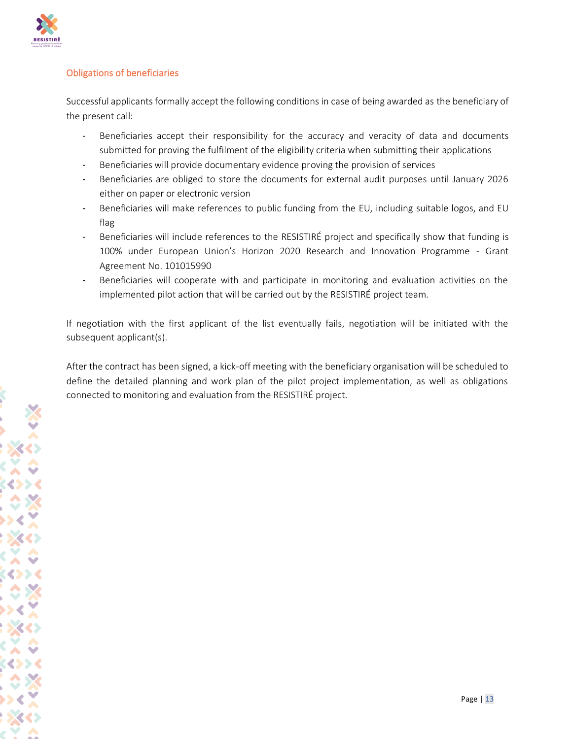### Obligations of beneficiaries

Successful applicants formally accept the following conditions in case of being awarded as the beneficiary of the present call:

- Beneficiaries accept their responsibility for the accuracy and veracity of data and documents submitted for proving the fulfilment of the eligibility criteria when submitting their applications
- Beneficiaries will provide documentary evidence proving the provision of services
- Beneficiaries are obliged to store the documents for external audit purposes until January 2026 either on paper or electronic version
- Beneficiaries will make references to public funding from the EU, including suitable logos, and EU flag
- Beneficiaries will include references to the RESISTIRÉ project and specifically show that funding is 100% under European Union's Horizon 2020 Research and Innovation Programme - Grant Agreement No. 101015990
- Beneficiaries will cooperate with and participate in monitoring and evaluation activities on the implemented pilot action that will be carried out by the RESISTIRÉ project team.

If negotiation with the first applicant of the list eventually fails, negotiation will be initiated with the subsequent applicant(s).

After the contract has been signed, a kick-off meeting with the beneficiary organisation will be scheduled to define the detailed planning and work plan of the pilot project implementation, as well as obligations connected to monitoring and evaluation from the RESISTIRÉ project.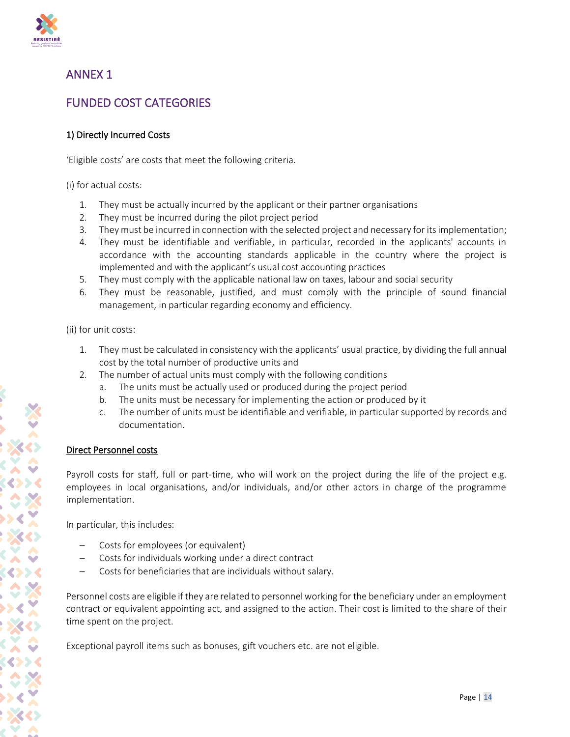# ANNEX 1

## FUNDED COST CATEGORIES

### 1) Directly Incurred Costs

'Eligible costs' are costs that meet the following criteria.

(i) for actual costs:

1. They must be actually incurred by the applicant or their partner organisations
2. They must be incurred during the pilot project period
3. They must be incurred in connection with the selected project and necessary for its implementation;
4. They must be identifiable and verifiable, in particular, recorded in the applicants' accounts in accordance with the accounting standards applicable in the country where the project is implemented and with the applicant's usual cost accounting practices
5. They must comply with the applicable national law on taxes, labour and social security
6. They must be reasonable, justified, and must comply with the principle of sound financial management, in particular regarding economy and efficiency.

(ii) for unit costs:

1. They must be calculated in consistency with the applicants' usual practice, by dividing the full annual cost by the total number of productive units and
2. The number of actual units must comply with the following conditions
   a. The units must be actually used or produced during the project period
   b. The units must be necessary for implementing the action or produced by it
   c. The number of units must be identifiable and verifiable, in particular supported by records and documentation.

<u>Direct Personnel costs</u>

Payroll costs for staff, full or part-time, who will work on the project during the life of the project e.g. employees in local organisations, and/or individuals, and/or other actors in charge of the programme implementation.

In particular, this includes:

- Costs for employees (or equivalent)
- Costs for individuals working under a direct contract
- Costs for beneficiaries that are individuals without salary.

Personnel costs are eligible if they are related to personnel working for the beneficiary under an employment contract or equivalent appointing act, and assigned to the action. Their cost is limited to the share of their time spent on the project.

Exceptional payroll items such as bonuses, gift vouchers etc. are not eligible.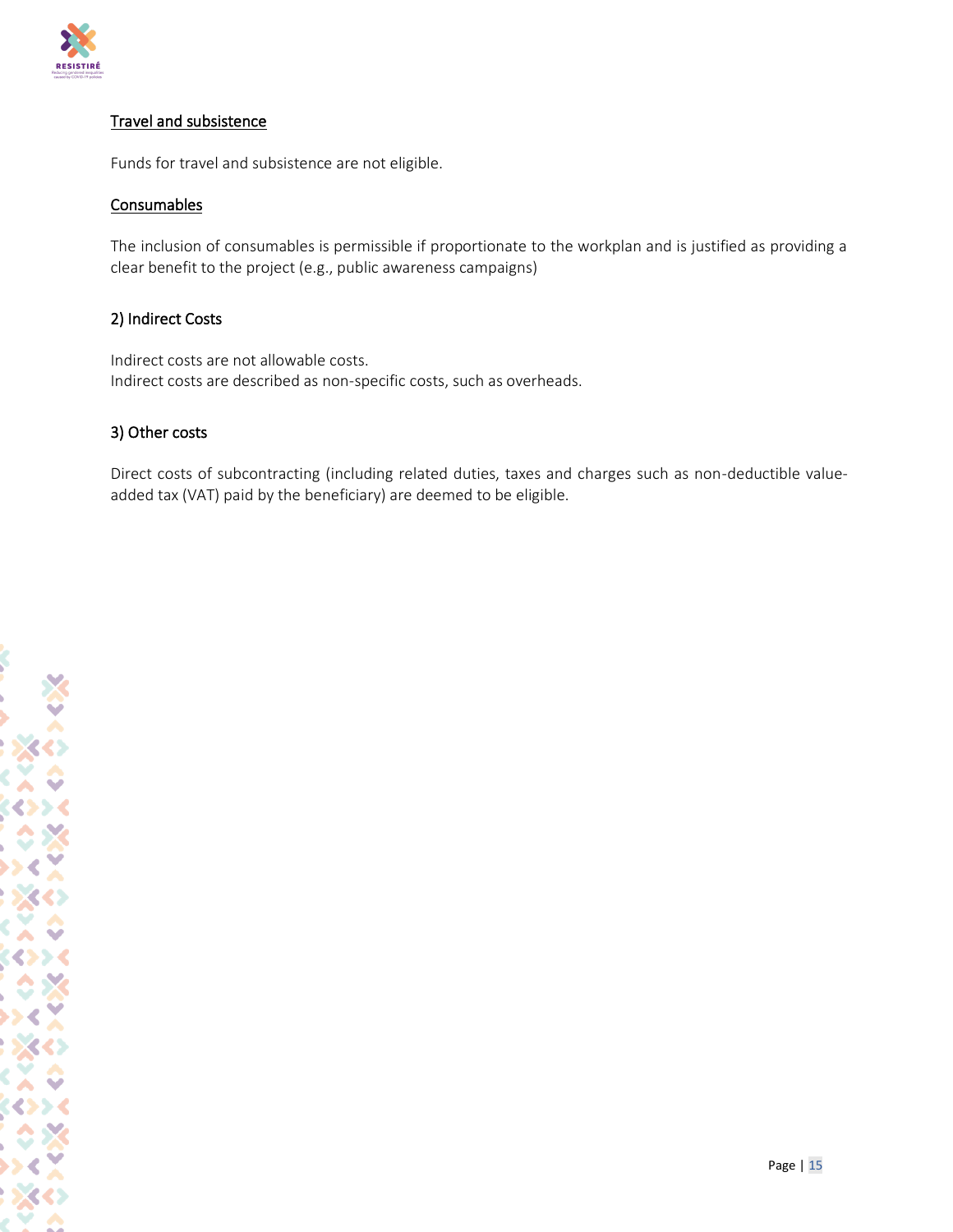<u>Travel and subsistence</u>

Funds for travel and subsistence are not eligible.

<u>Consumables</u>

The inclusion of consumables is permissible if proportionate to the workplan and is justified as providing a clear benefit to the project (e.g., public awareness campaigns)

### 2) Indirect Costs

Indirect costs are not allowable costs.
Indirect costs are described as non-specific costs, such as overheads.

### 3) Other costs

Direct costs of subcontracting (including related duties, taxes and charges such as non-deductible value-added tax (VAT) paid by the beneficiary) are deemed to be eligible.